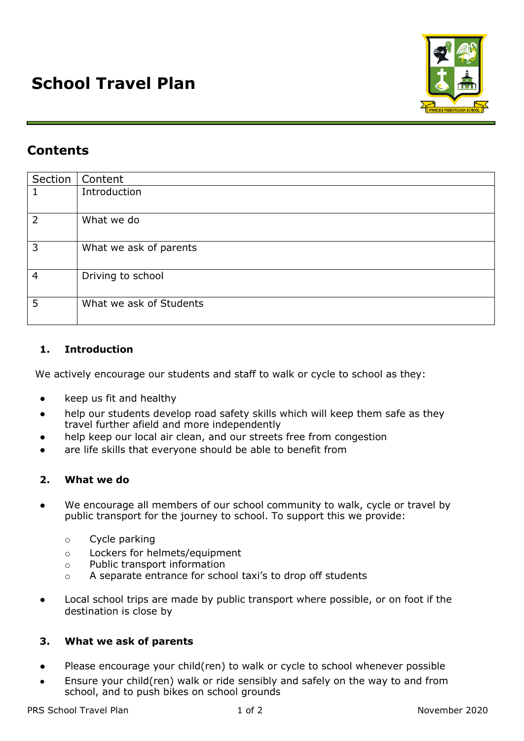# School Travel Plan

## Contents

| Section | Content |
| --- | --- |
| 1 | Introduction |
| 2 | What we do |
| 3 | What we ask of parents |
| 4 | Driving to school |
| 5 | What we ask of Students |

### 1. Introduction

We actively encourage our students and staff to walk or cycle to school as they:

- keep us fit and healthy
- help our students develop road safety skills which will keep them safe as they travel further afield and more independently
- help keep our local air clean, and our streets free from congestion
- are life skills that everyone should be able to benefit from

### 2. What we do

- We encourage all members of our school community to walk, cycle or travel by public transport for the journey to school. To support this we provide:
    - Cycle parking
    - Lockers for helmets/equipment
    - Public transport information
    - A separate entrance for school taxi's to drop off students
- Local school trips are made by public transport where possible, or on foot if the destination is close by

### 3. What we ask of parents

- Please encourage your child(ren) to walk or cycle to school whenever possible
- Ensure your child(ren) walk or ride sensibly and safely on the way to and from school, and to push bikes on school grounds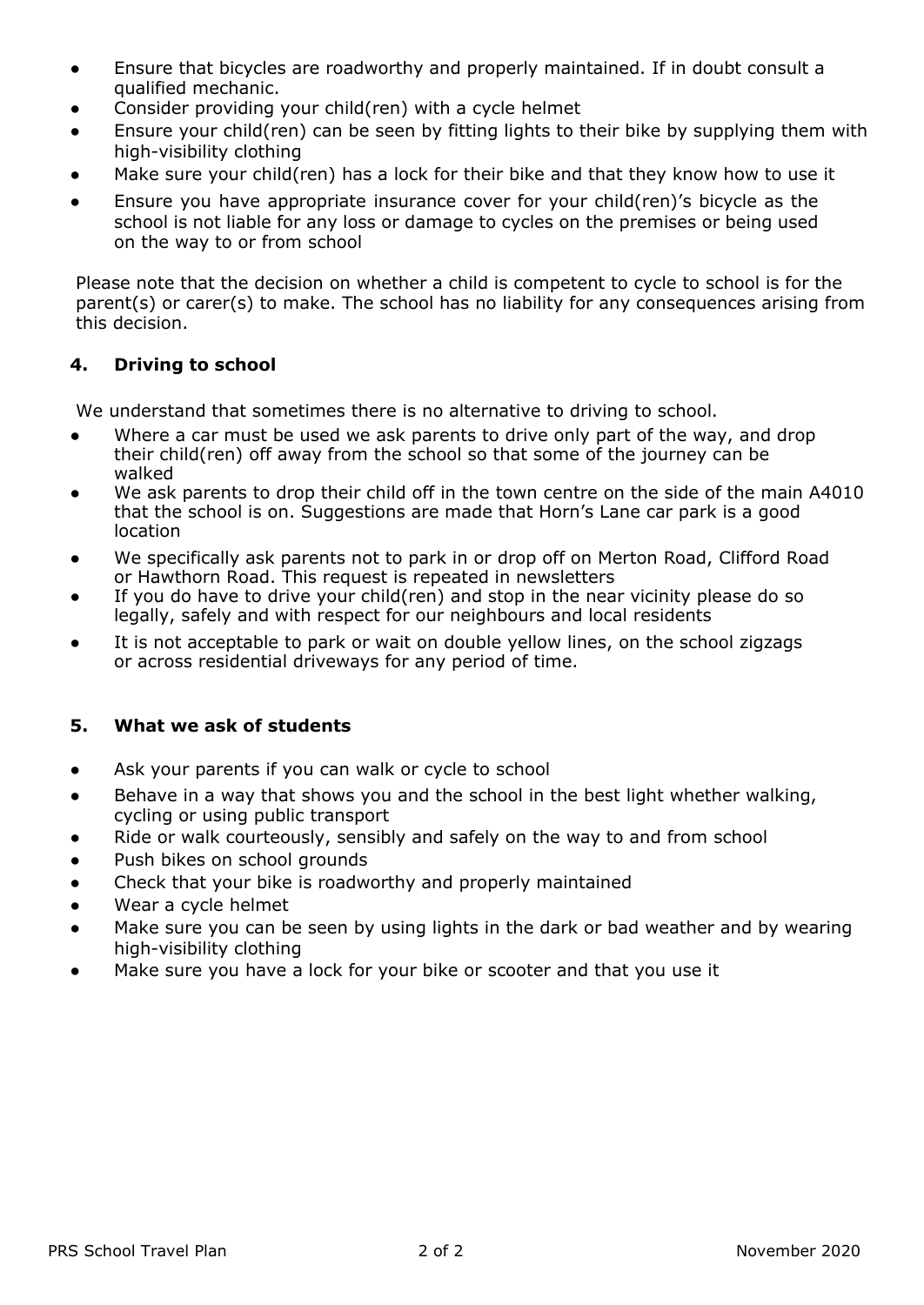- Ensure that bicycles are roadworthy and properly maintained. If in doubt consult a qualified mechanic.
- Consider providing your child(ren) with a cycle helmet
- Ensure your child(ren) can be seen by fitting lights to their bike by supplying them with high-visibility clothing
- Make sure your child(ren) has a lock for their bike and that they know how to use it
- Ensure you have appropriate insurance cover for your child(ren)'s bicycle as the school is not liable for any loss or damage to cycles on the premises or being used on the way to or from school

Please note that the decision on whether a child is competent to cycle to school is for the parent(s) or carer(s) to make. The school has no liability for any consequences arising from this decision.

## 4. Driving to school

We understand that sometimes there is no alternative to driving to school.

- Where a car must be used we ask parents to drive only part of the way, and drop their child(ren) off away from the school so that some of the journey can be walked
- We ask parents to drop their child off in the town centre on the side of the main A4010 that the school is on. Suggestions are made that Horn's Lane car park is a good location
- We specifically ask parents not to park in or drop off on Merton Road, Clifford Road or Hawthorn Road. This request is repeated in newsletters
- If you do have to drive your child(ren) and stop in the near vicinity please do so legally, safely and with respect for our neighbours and local residents
- It is not acceptable to park or wait on double yellow lines, on the school zigzags or across residential driveways for any period of time.

## 5. What we ask of students

- Ask your parents if you can walk or cycle to school
- Behave in a way that shows you and the school in the best light whether walking, cycling or using public transport
- Ride or walk courteously, sensibly and safely on the way to and from school
- Push bikes on school grounds
- Check that your bike is roadworthy and properly maintained
- Wear a cycle helmet
- Make sure you can be seen by using lights in the dark or bad weather and by wearing high-visibility clothing
- Make sure you have a lock for your bike or scooter and that you use it